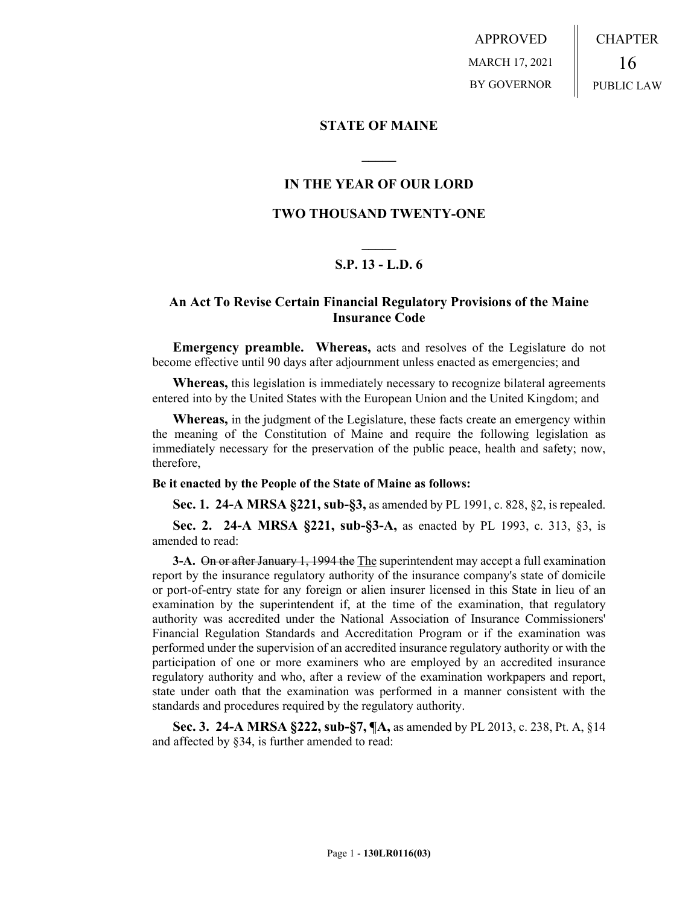APPROVED
MARCH 17, 2021
BY GOVERNOR

CHAPTER
16
PUBLIC LAW

# STATE OF MAINE

## IN THE YEAR OF OUR LORD

## TWO THOUSAND TWENTY-ONE

## S.P. 13 - L.D. 6

### An Act To Revise Certain Financial Regulatory Provisions of the Maine Insurance Code

**Emergency preamble. Whereas,** acts and resolves of the Legislature do not become effective until 90 days after adjournment unless enacted as emergencies; and

**Whereas,** this legislation is immediately necessary to recognize bilateral agreements entered into by the United States with the European Union and the United Kingdom; and

**Whereas,** in the judgment of the Legislature, these facts create an emergency within the meaning of the Constitution of Maine and require the following legislation as immediately necessary for the preservation of the public peace, health and safety; now, therefore,

**Be it enacted by the People of the State of Maine as follows:**

**Sec. 1. 24-A MRSA §221, sub-§3,** as amended by PL 1991, c. 828, §2, is repealed.

**Sec. 2. 24-A MRSA §221, sub-§3-A,** as enacted by PL 1993, c. 313, §3, is amended to read:

**3-A.** ~~On or after January 1, 1994 the~~ The superintendent may accept a full examination report by the insurance regulatory authority of the insurance company's state of domicile or port-of-entry state for any foreign or alien insurer licensed in this State in lieu of an examination by the superintendent if, at the time of the examination, that regulatory authority was accredited under the National Association of Insurance Commissioners' Financial Regulation Standards and Accreditation Program or if the examination was performed under the supervision of an accredited insurance regulatory authority or with the participation of one or more examiners who are employed by an accredited insurance regulatory authority and who, after a review of the examination workpapers and report, state under oath that the examination was performed in a manner consistent with the standards and procedures required by the regulatory authority.

**Sec. 3. 24-A MRSA §222, sub-§7, ¶A,** as amended by PL 2013, c. 238, Pt. A, §14 and affected by §34, is further amended to read: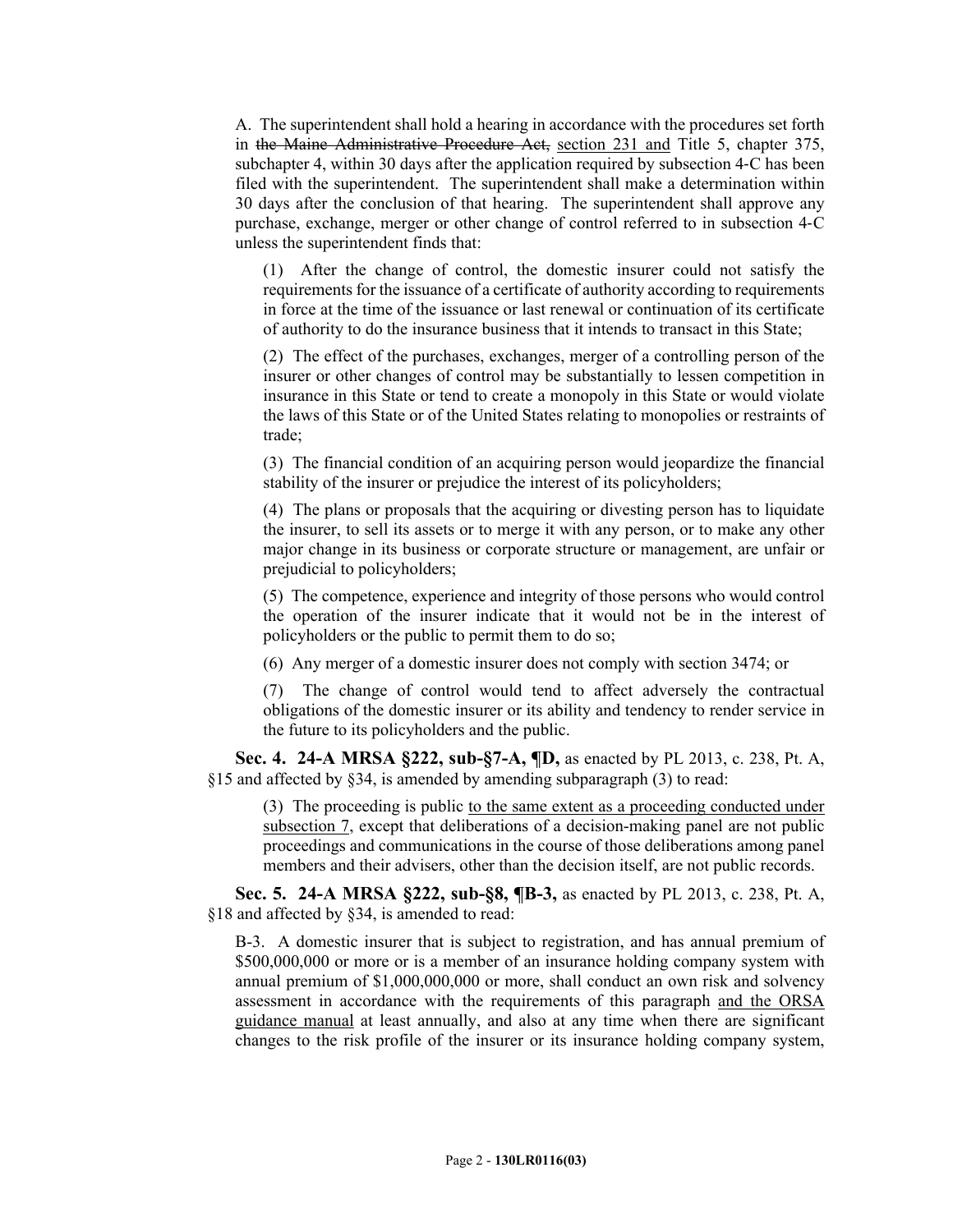A. The superintendent shall hold a hearing in accordance with the procedures set forth in ~~the Maine Administrative Procedure Act,~~ section 231 and Title 5, chapter 375, subchapter 4, within 30 days after the application required by subsection 4-C has been filed with the superintendent. The superintendent shall make a determination within 30 days after the conclusion of that hearing. The superintendent shall approve any purchase, exchange, merger or other change of control referred to in subsection 4-C unless the superintendent finds that:

(1) After the change of control, the domestic insurer could not satisfy the requirements for the issuance of a certificate of authority according to requirements in force at the time of the issuance or last renewal or continuation of its certificate of authority to do the insurance business that it intends to transact in this State;

(2) The effect of the purchases, exchanges, merger of a controlling person of the insurer or other changes of control may be substantially to lessen competition in insurance in this State or tend to create a monopoly in this State or would violate the laws of this State or of the United States relating to monopolies or restraints of trade;

(3) The financial condition of an acquiring person would jeopardize the financial stability of the insurer or prejudice the interest of its policyholders;

(4) The plans or proposals that the acquiring or divesting person has to liquidate the insurer, to sell its assets or to merge it with any person, or to make any other major change in its business or corporate structure or management, are unfair or prejudicial to policyholders;

(5) The competence, experience and integrity of those persons who would control the operation of the insurer indicate that it would not be in the interest of policyholders or the public to permit them to do so;

(6) Any merger of a domestic insurer does not comply with section 3474; or

(7) The change of control would tend to affect adversely the contractual obligations of the domestic insurer or its ability and tendency to render service in the future to its policyholders and the public.

**Sec. 4. 24-A MRSA §222, sub-§7-A, ¶D,** as enacted by PL 2013, c. 238, Pt. A, §15 and affected by §34, is amended by amending subparagraph (3) to read:

(3) The proceeding is public to the same extent as a proceeding conducted under subsection 7, except that deliberations of a decision-making panel are not public proceedings and communications in the course of those deliberations among panel members and their advisers, other than the decision itself, are not public records.

**Sec. 5. 24-A MRSA §222, sub-§8, ¶B-3,** as enacted by PL 2013, c. 238, Pt. A, §18 and affected by §34, is amended to read:

B-3. A domestic insurer that is subject to registration, and has annual premium of $500,000,000 or more or is a member of an insurance holding company system with annual premium of $1,000,000,000 or more, shall conduct an own risk and solvency assessment in accordance with the requirements of this paragraph and the ORSA guidance manual at least annually, and also at any time when there are significant changes to the risk profile of the insurer or its insurance holding company system,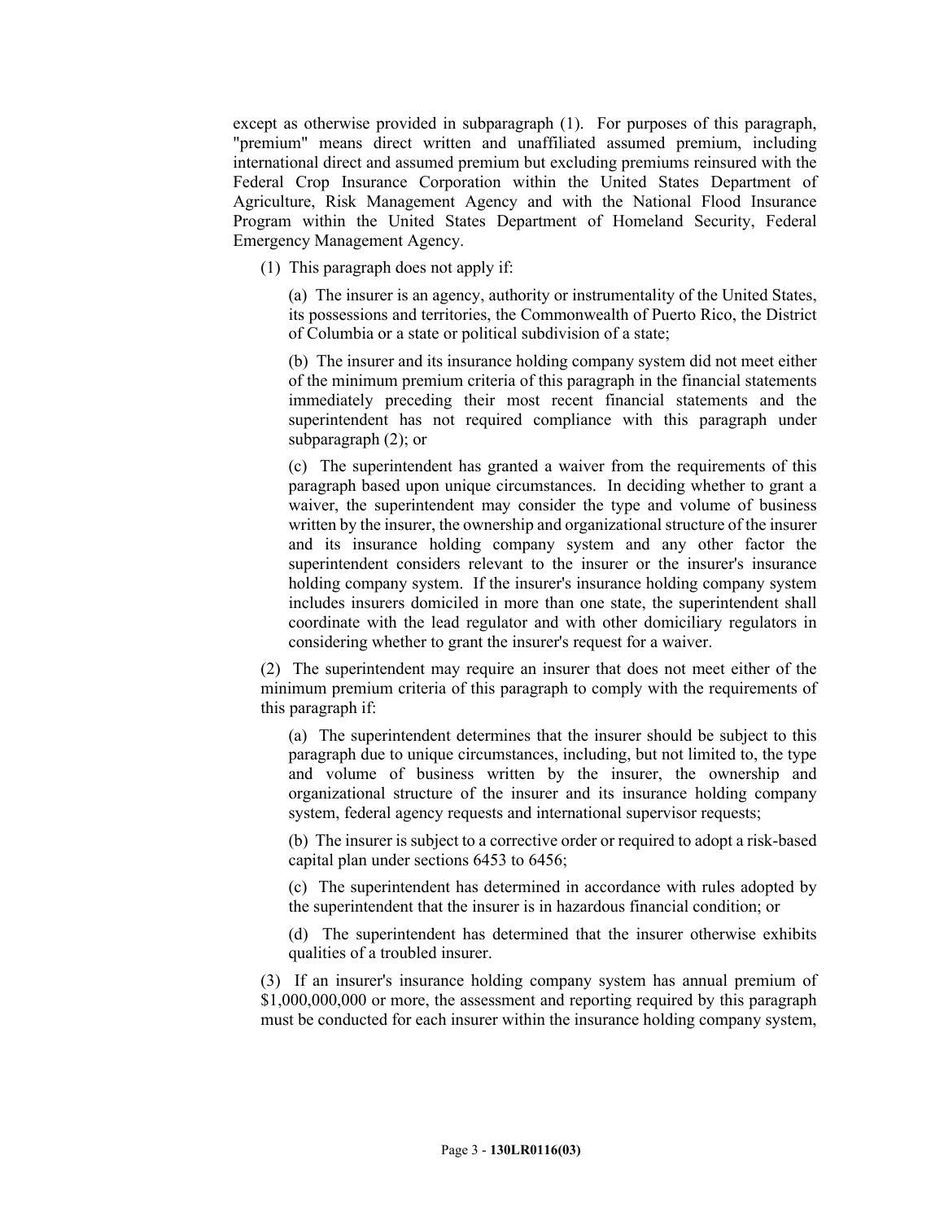except as otherwise provided in subparagraph (1). For purposes of this paragraph, "premium" means direct written and unaffiliated assumed premium, including international direct and assumed premium but excluding premiums reinsured with the Federal Crop Insurance Corporation within the United States Department of Agriculture, Risk Management Agency and with the National Flood Insurance Program within the United States Department of Homeland Security, Federal Emergency Management Agency.

(1) This paragraph does not apply if:

(a) The insurer is an agency, authority or instrumentality of the United States, its possessions and territories, the Commonwealth of Puerto Rico, the District of Columbia or a state or political subdivision of a state;

(b) The insurer and its insurance holding company system did not meet either of the minimum premium criteria of this paragraph in the financial statements immediately preceding their most recent financial statements and the superintendent has not required compliance with this paragraph under subparagraph (2); or

(c) The superintendent has granted a waiver from the requirements of this paragraph based upon unique circumstances. In deciding whether to grant a waiver, the superintendent may consider the type and volume of business written by the insurer, the ownership and organizational structure of the insurer and its insurance holding company system and any other factor the superintendent considers relevant to the insurer or the insurer's insurance holding company system. If the insurer's insurance holding company system includes insurers domiciled in more than one state, the superintendent shall coordinate with the lead regulator and with other domiciliary regulators in considering whether to grant the insurer's request for a waiver.

(2) The superintendent may require an insurer that does not meet either of the minimum premium criteria of this paragraph to comply with the requirements of this paragraph if:

(a) The superintendent determines that the insurer should be subject to this paragraph due to unique circumstances, including, but not limited to, the type and volume of business written by the insurer, the ownership and organizational structure of the insurer and its insurance holding company system, federal agency requests and international supervisor requests;

(b) The insurer is subject to a corrective order or required to adopt a risk-based capital plan under sections 6453 to 6456;

(c) The superintendent has determined in accordance with rules adopted by the superintendent that the insurer is in hazardous financial condition; or

(d) The superintendent has determined that the insurer otherwise exhibits qualities of a troubled insurer.

(3) If an insurer's insurance holding company system has annual premium of $1,000,000,000 or more, the assessment and reporting required by this paragraph must be conducted for each insurer within the insurance holding company system,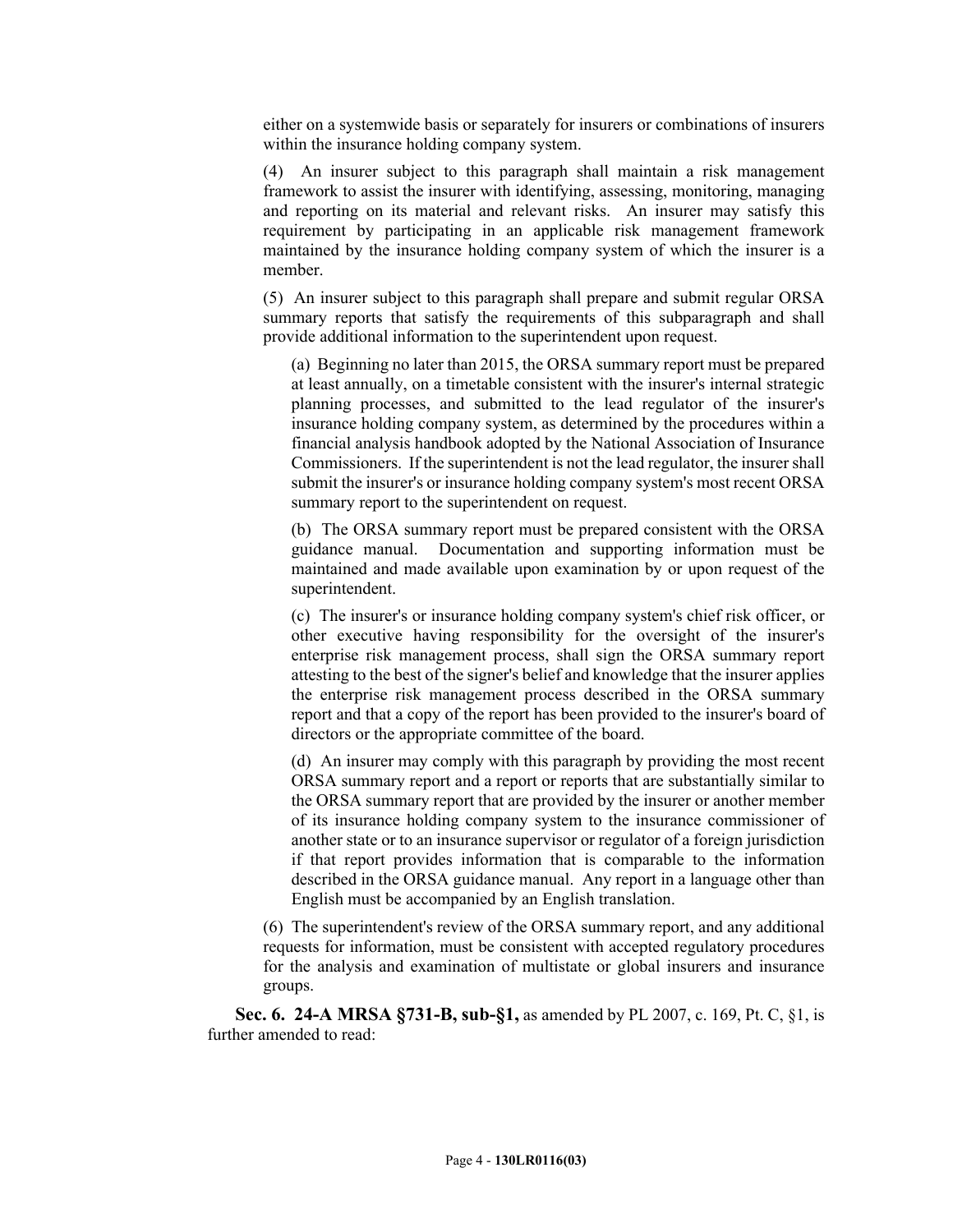either on a systemwide basis or separately for insurers or combinations of insurers within the insurance holding company system.

(4) An insurer subject to this paragraph shall maintain a risk management framework to assist the insurer with identifying, assessing, monitoring, managing and reporting on its material and relevant risks. An insurer may satisfy this requirement by participating in an applicable risk management framework maintained by the insurance holding company system of which the insurer is a member.

(5) An insurer subject to this paragraph shall prepare and submit regular ORSA summary reports that satisfy the requirements of this subparagraph and shall provide additional information to the superintendent upon request.

(a) Beginning no later than 2015, the ORSA summary report must be prepared at least annually, on a timetable consistent with the insurer's internal strategic planning processes, and submitted to the lead regulator of the insurer's insurance holding company system, as determined by the procedures within a financial analysis handbook adopted by the National Association of Insurance Commissioners. If the superintendent is not the lead regulator, the insurer shall submit the insurer's or insurance holding company system's most recent ORSA summary report to the superintendent on request.

(b) The ORSA summary report must be prepared consistent with the ORSA guidance manual. Documentation and supporting information must be maintained and made available upon examination by or upon request of the superintendent.

(c) The insurer's or insurance holding company system's chief risk officer, or other executive having responsibility for the oversight of the insurer's enterprise risk management process, shall sign the ORSA summary report attesting to the best of the signer's belief and knowledge that the insurer applies the enterprise risk management process described in the ORSA summary report and that a copy of the report has been provided to the insurer's board of directors or the appropriate committee of the board.

(d) An insurer may comply with this paragraph by providing the most recent ORSA summary report and a report or reports that are substantially similar to the ORSA summary report that are provided by the insurer or another member of its insurance holding company system to the insurance commissioner of another state or to an insurance supervisor or regulator of a foreign jurisdiction if that report provides information that is comparable to the information described in the ORSA guidance manual. Any report in a language other than English must be accompanied by an English translation.

(6) The superintendent's review of the ORSA summary report, and any additional requests for information, must be consistent with accepted regulatory procedures for the analysis and examination of multistate or global insurers and insurance groups.

**Sec. 6. 24-A MRSA §731-B, sub-§1,** as amended by PL 2007, c. 169, Pt. C, §1, is further amended to read: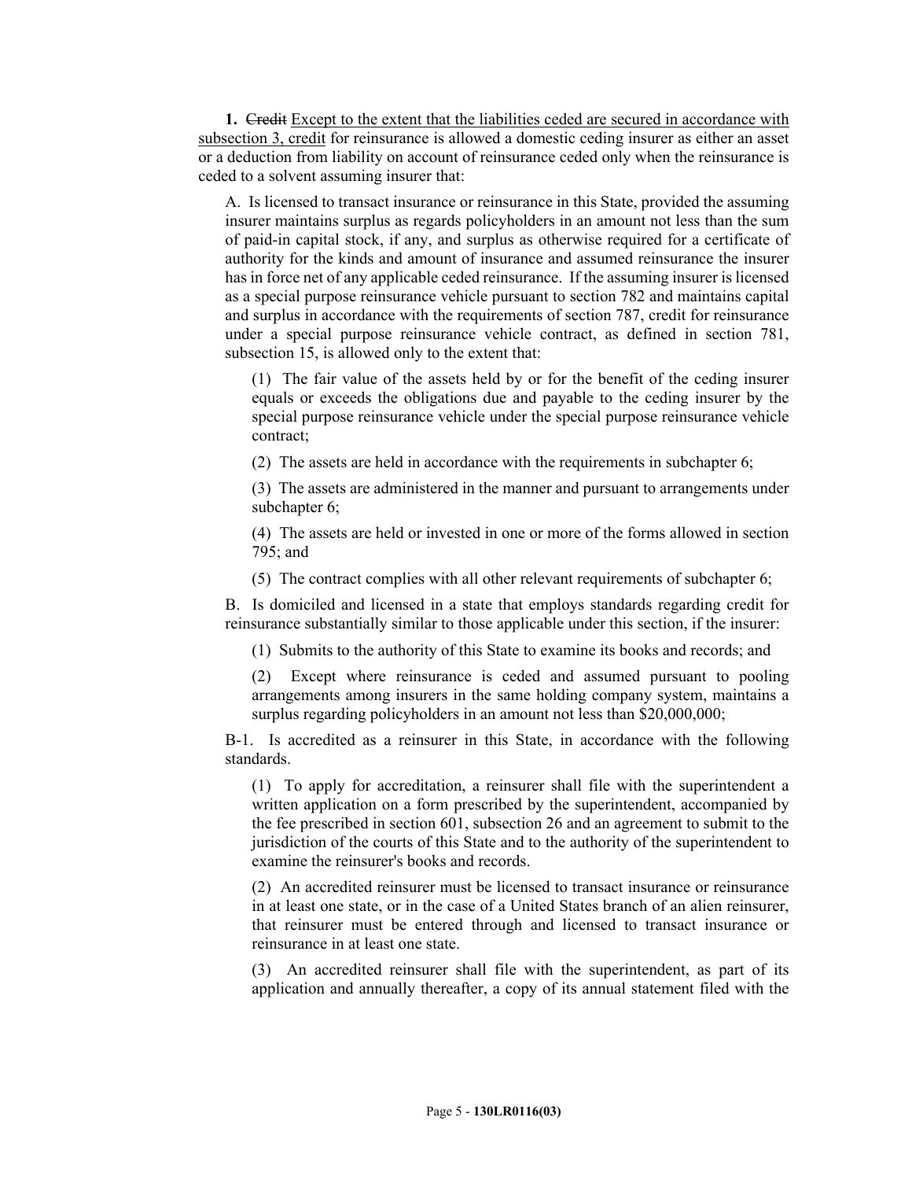**1.** ~~Credit~~ Except to the extent that the liabilities ceded are secured in accordance with subsection 3, credit for reinsurance is allowed a domestic ceding insurer as either an asset or a deduction from liability on account of reinsurance ceded only when the reinsurance is ceded to a solvent assuming insurer that:

A. Is licensed to transact insurance or reinsurance in this State, provided the assuming insurer maintains surplus as regards policyholders in an amount not less than the sum of paid-in capital stock, if any, and surplus as otherwise required for a certificate of authority for the kinds and amount of insurance and assumed reinsurance the insurer has in force net of any applicable ceded reinsurance. If the assuming insurer is licensed as a special purpose reinsurance vehicle pursuant to section 782 and maintains capital and surplus in accordance with the requirements of section 787, credit for reinsurance under a special purpose reinsurance vehicle contract, as defined in section 781, subsection 15, is allowed only to the extent that:

(1) The fair value of the assets held by or for the benefit of the ceding insurer equals or exceeds the obligations due and payable to the ceding insurer by the special purpose reinsurance vehicle under the special purpose reinsurance vehicle contract;

(2) The assets are held in accordance with the requirements in subchapter 6;

(3) The assets are administered in the manner and pursuant to arrangements under subchapter 6;

(4) The assets are held or invested in one or more of the forms allowed in section 795; and

(5) The contract complies with all other relevant requirements of subchapter 6;

B. Is domiciled and licensed in a state that employs standards regarding credit for reinsurance substantially similar to those applicable under this section, if the insurer:

(1) Submits to the authority of this State to examine its books and records; and

(2) Except where reinsurance is ceded and assumed pursuant to pooling arrangements among insurers in the same holding company system, maintains a surplus regarding policyholders in an amount not less than $20,000,000;

B-1. Is accredited as a reinsurer in this State, in accordance with the following standards.

(1) To apply for accreditation, a reinsurer shall file with the superintendent a written application on a form prescribed by the superintendent, accompanied by the fee prescribed in section 601, subsection 26 and an agreement to submit to the jurisdiction of the courts of this State and to the authority of the superintendent to examine the reinsurer's books and records.

(2) An accredited reinsurer must be licensed to transact insurance or reinsurance in at least one state, or in the case of a United States branch of an alien reinsurer, that reinsurer must be entered through and licensed to transact insurance or reinsurance in at least one state.

(3) An accredited reinsurer shall file with the superintendent, as part of its application and annually thereafter, a copy of its annual statement filed with the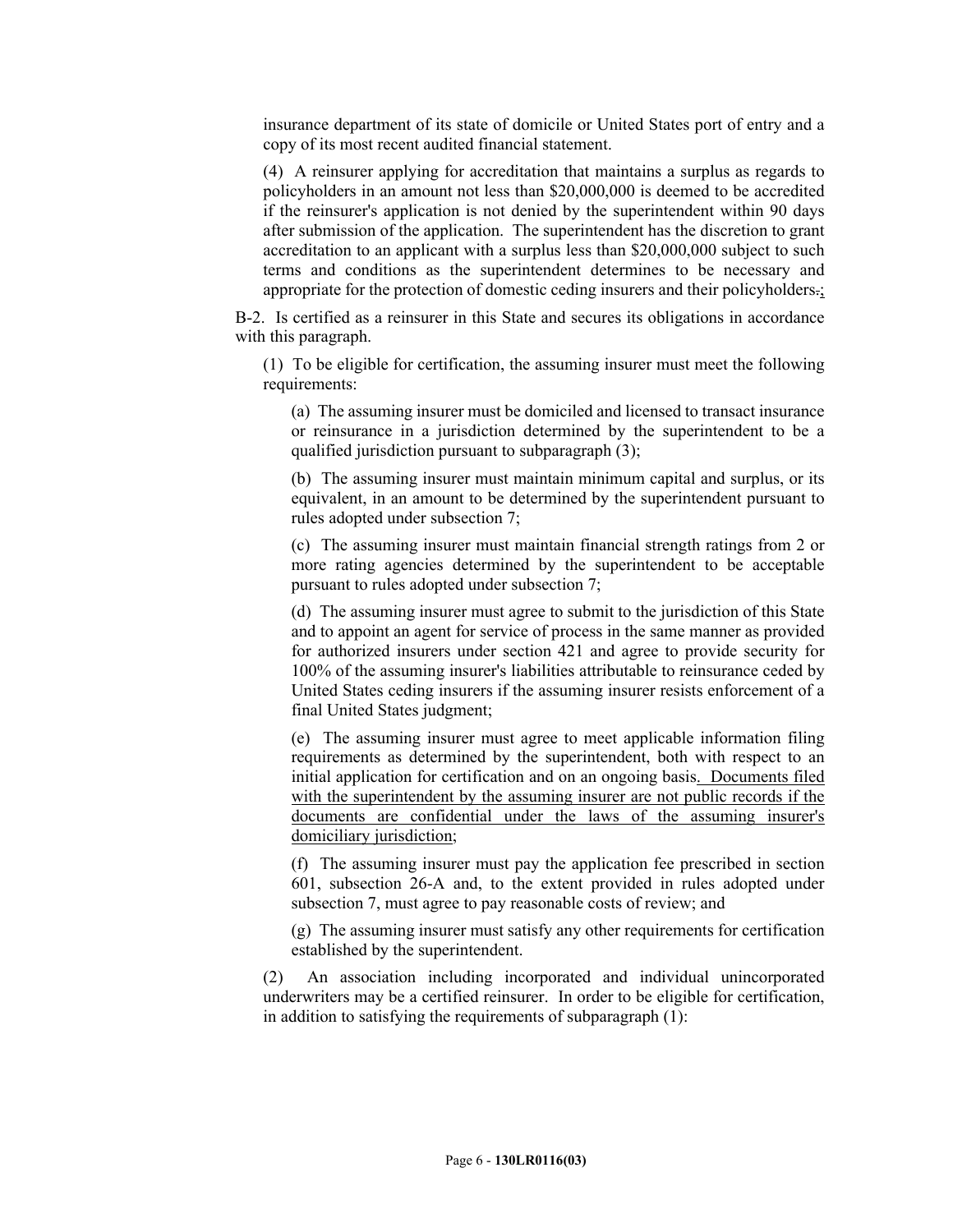insurance department of its state of domicile or United States port of entry and a copy of its most recent audited financial statement.

(4) A reinsurer applying for accreditation that maintains a surplus as regards to policyholders in an amount not less than $20,000,000 is deemed to be accredited if the reinsurer's application is not denied by the superintendent within 90 days after submission of the application. The superintendent has the discretion to grant accreditation to an applicant with a surplus less than $20,000,000 subject to such terms and conditions as the superintendent determines to be necessary and appropriate for the protection of domestic ceding insurers and their policyholders.;

B-2. Is certified as a reinsurer in this State and secures its obligations in accordance with this paragraph.

(1) To be eligible for certification, the assuming insurer must meet the following requirements:

(a) The assuming insurer must be domiciled and licensed to transact insurance or reinsurance in a jurisdiction determined by the superintendent to be a qualified jurisdiction pursuant to subparagraph (3);

(b) The assuming insurer must maintain minimum capital and surplus, or its equivalent, in an amount to be determined by the superintendent pursuant to rules adopted under subsection 7;

(c) The assuming insurer must maintain financial strength ratings from 2 or more rating agencies determined by the superintendent to be acceptable pursuant to rules adopted under subsection 7;

(d) The assuming insurer must agree to submit to the jurisdiction of this State and to appoint an agent for service of process in the same manner as provided for authorized insurers under section 421 and agree to provide security for 100% of the assuming insurer's liabilities attributable to reinsurance ceded by United States ceding insurers if the assuming insurer resists enforcement of a final United States judgment;

(e) The assuming insurer must agree to meet applicable information filing requirements as determined by the superintendent, both with respect to an initial application for certification and on an ongoing basis. Documents filed with the superintendent by the assuming insurer are not public records if the documents are confidential under the laws of the assuming insurer's domiciliary jurisdiction;

(f) The assuming insurer must pay the application fee prescribed in section 601, subsection 26-A and, to the extent provided in rules adopted under subsection 7, must agree to pay reasonable costs of review; and

(g) The assuming insurer must satisfy any other requirements for certification established by the superintendent.

(2) An association including incorporated and individual unincorporated underwriters may be a certified reinsurer. In order to be eligible for certification, in addition to satisfying the requirements of subparagraph (1):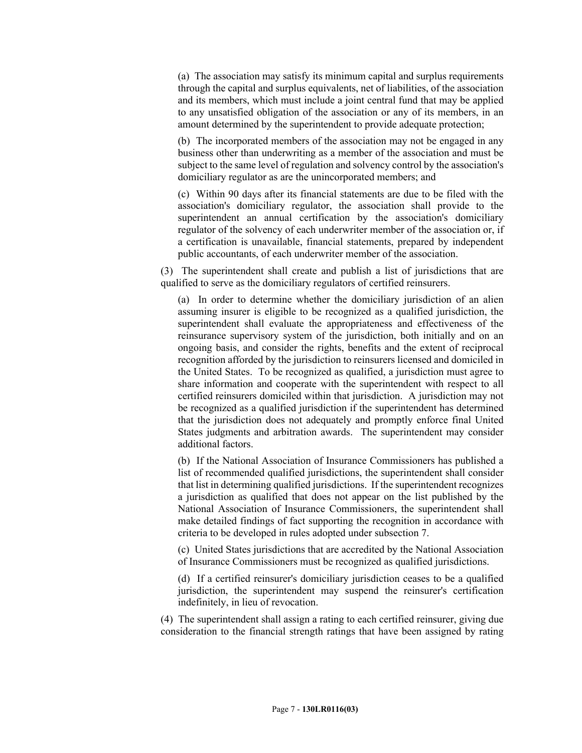(a) The association may satisfy its minimum capital and surplus requirements through the capital and surplus equivalents, net of liabilities, of the association and its members, which must include a joint central fund that may be applied to any unsatisfied obligation of the association or any of its members, in an amount determined by the superintendent to provide adequate protection;

(b) The incorporated members of the association may not be engaged in any business other than underwriting as a member of the association and must be subject to the same level of regulation and solvency control by the association's domiciliary regulator as are the unincorporated members; and

(c) Within 90 days after its financial statements are due to be filed with the association's domiciliary regulator, the association shall provide to the superintendent an annual certification by the association's domiciliary regulator of the solvency of each underwriter member of the association or, if a certification is unavailable, financial statements, prepared by independent public accountants, of each underwriter member of the association.

(3) The superintendent shall create and publish a list of jurisdictions that are qualified to serve as the domiciliary regulators of certified reinsurers.

(a) In order to determine whether the domiciliary jurisdiction of an alien assuming insurer is eligible to be recognized as a qualified jurisdiction, the superintendent shall evaluate the appropriateness and effectiveness of the reinsurance supervisory system of the jurisdiction, both initially and on an ongoing basis, and consider the rights, benefits and the extent of reciprocal recognition afforded by the jurisdiction to reinsurers licensed and domiciled in the United States. To be recognized as qualified, a jurisdiction must agree to share information and cooperate with the superintendent with respect to all certified reinsurers domiciled within that jurisdiction. A jurisdiction may not be recognized as a qualified jurisdiction if the superintendent has determined that the jurisdiction does not adequately and promptly enforce final United States judgments and arbitration awards. The superintendent may consider additional factors.

(b) If the National Association of Insurance Commissioners has published a list of recommended qualified jurisdictions, the superintendent shall consider that list in determining qualified jurisdictions. If the superintendent recognizes a jurisdiction as qualified that does not appear on the list published by the National Association of Insurance Commissioners, the superintendent shall make detailed findings of fact supporting the recognition in accordance with criteria to be developed in rules adopted under subsection 7.

(c) United States jurisdictions that are accredited by the National Association of Insurance Commissioners must be recognized as qualified jurisdictions.

(d) If a certified reinsurer's domiciliary jurisdiction ceases to be a qualified jurisdiction, the superintendent may suspend the reinsurer's certification indefinitely, in lieu of revocation.

(4) The superintendent shall assign a rating to each certified reinsurer, giving due consideration to the financial strength ratings that have been assigned by rating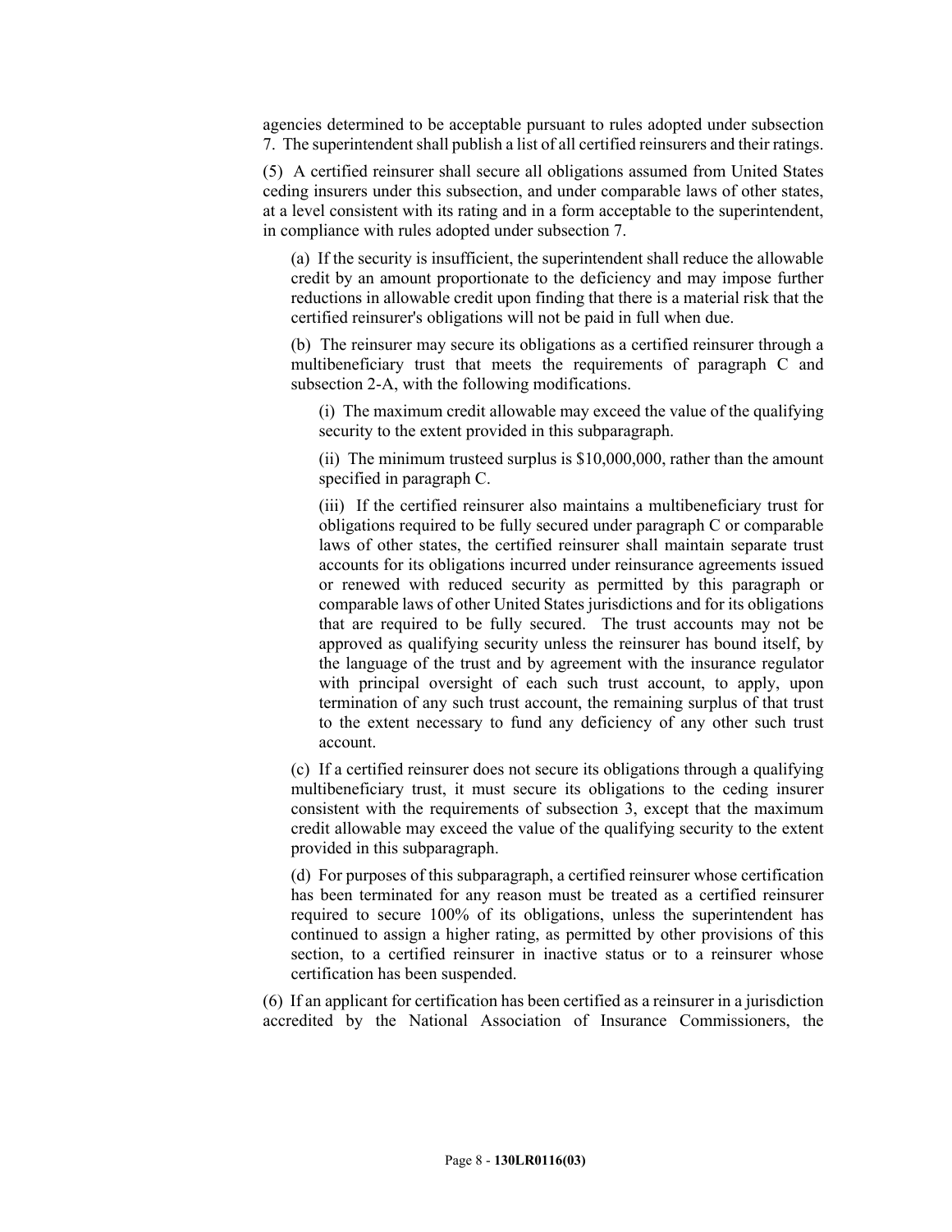agencies determined to be acceptable pursuant to rules adopted under subsection 7. The superintendent shall publish a list of all certified reinsurers and their ratings.

(5) A certified reinsurer shall secure all obligations assumed from United States ceding insurers under this subsection, and under comparable laws of other states, at a level consistent with its rating and in a form acceptable to the superintendent, in compliance with rules adopted under subsection 7.

(a) If the security is insufficient, the superintendent shall reduce the allowable credit by an amount proportionate to the deficiency and may impose further reductions in allowable credit upon finding that there is a material risk that the certified reinsurer's obligations will not be paid in full when due.

(b) The reinsurer may secure its obligations as a certified reinsurer through a multibeneficiary trust that meets the requirements of paragraph C and subsection 2-A, with the following modifications.

(i) The maximum credit allowable may exceed the value of the qualifying security to the extent provided in this subparagraph.

(ii) The minimum trusteed surplus is $10,000,000, rather than the amount specified in paragraph C.

(iii) If the certified reinsurer also maintains a multibeneficiary trust for obligations required to be fully secured under paragraph C or comparable laws of other states, the certified reinsurer shall maintain separate trust accounts for its obligations incurred under reinsurance agreements issued or renewed with reduced security as permitted by this paragraph or comparable laws of other United States jurisdictions and for its obligations that are required to be fully secured. The trust accounts may not be approved as qualifying security unless the reinsurer has bound itself, by the language of the trust and by agreement with the insurance regulator with principal oversight of each such trust account, to apply, upon termination of any such trust account, the remaining surplus of that trust to the extent necessary to fund any deficiency of any other such trust account.

(c) If a certified reinsurer does not secure its obligations through a qualifying multibeneficiary trust, it must secure its obligations to the ceding insurer consistent with the requirements of subsection 3, except that the maximum credit allowable may exceed the value of the qualifying security to the extent provided in this subparagraph.

(d) For purposes of this subparagraph, a certified reinsurer whose certification has been terminated for any reason must be treated as a certified reinsurer required to secure 100% of its obligations, unless the superintendent has continued to assign a higher rating, as permitted by other provisions of this section, to a certified reinsurer in inactive status or to a reinsurer whose certification has been suspended.

(6) If an applicant for certification has been certified as a reinsurer in a jurisdiction accredited by the National Association of Insurance Commissioners, the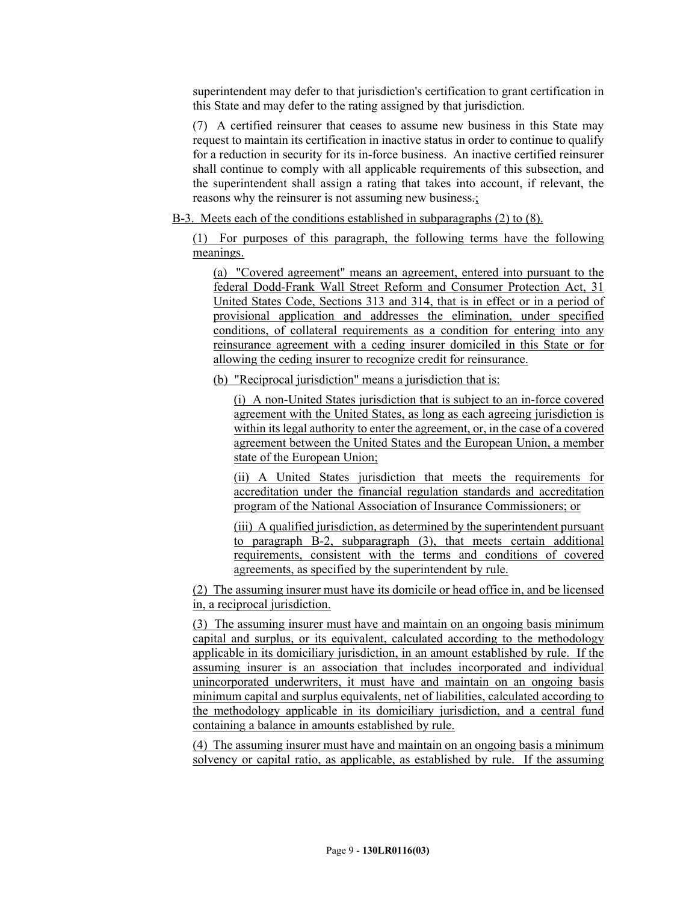superintendent may defer to that jurisdiction's certification to grant certification in this State and may defer to the rating assigned by that jurisdiction.

(7) A certified reinsurer that ceases to assume new business in this State may request to maintain its certification in inactive status in order to continue to qualify for a reduction in security for its in-force business. An inactive certified reinsurer shall continue to comply with all applicable requirements of this subsection, and the superintendent shall assign a rating that takes into account, if relevant, the reasons why the reinsurer is not assuming new business.;

B-3. Meets each of the conditions established in subparagraphs (2) to (8).

(1) For purposes of this paragraph, the following terms have the following meanings.

(a) "Covered agreement" means an agreement, entered into pursuant to the federal Dodd-Frank Wall Street Reform and Consumer Protection Act, 31 United States Code, Sections 313 and 314, that is in effect or in a period of provisional application and addresses the elimination, under specified conditions, of collateral requirements as a condition for entering into any reinsurance agreement with a ceding insurer domiciled in this State or for allowing the ceding insurer to recognize credit for reinsurance.

(b) "Reciprocal jurisdiction" means a jurisdiction that is:

(i) A non-United States jurisdiction that is subject to an in-force covered agreement with the United States, as long as each agreeing jurisdiction is within its legal authority to enter the agreement, or, in the case of a covered agreement between the United States and the European Union, a member state of the European Union;

(ii) A United States jurisdiction that meets the requirements for accreditation under the financial regulation standards and accreditation program of the National Association of Insurance Commissioners; or

(iii) A qualified jurisdiction, as determined by the superintendent pursuant to paragraph B-2, subparagraph (3), that meets certain additional requirements, consistent with the terms and conditions of covered agreements, as specified by the superintendent by rule.

(2) The assuming insurer must have its domicile or head office in, and be licensed in, a reciprocal jurisdiction.

(3) The assuming insurer must have and maintain on an ongoing basis minimum capital and surplus, or its equivalent, calculated according to the methodology applicable in its domiciliary jurisdiction, in an amount established by rule. If the assuming insurer is an association that includes incorporated and individual unincorporated underwriters, it must have and maintain on an ongoing basis minimum capital and surplus equivalents, net of liabilities, calculated according to the methodology applicable in its domiciliary jurisdiction, and a central fund containing a balance in amounts established by rule.

(4) The assuming insurer must have and maintain on an ongoing basis a minimum solvency or capital ratio, as applicable, as established by rule. If the assuming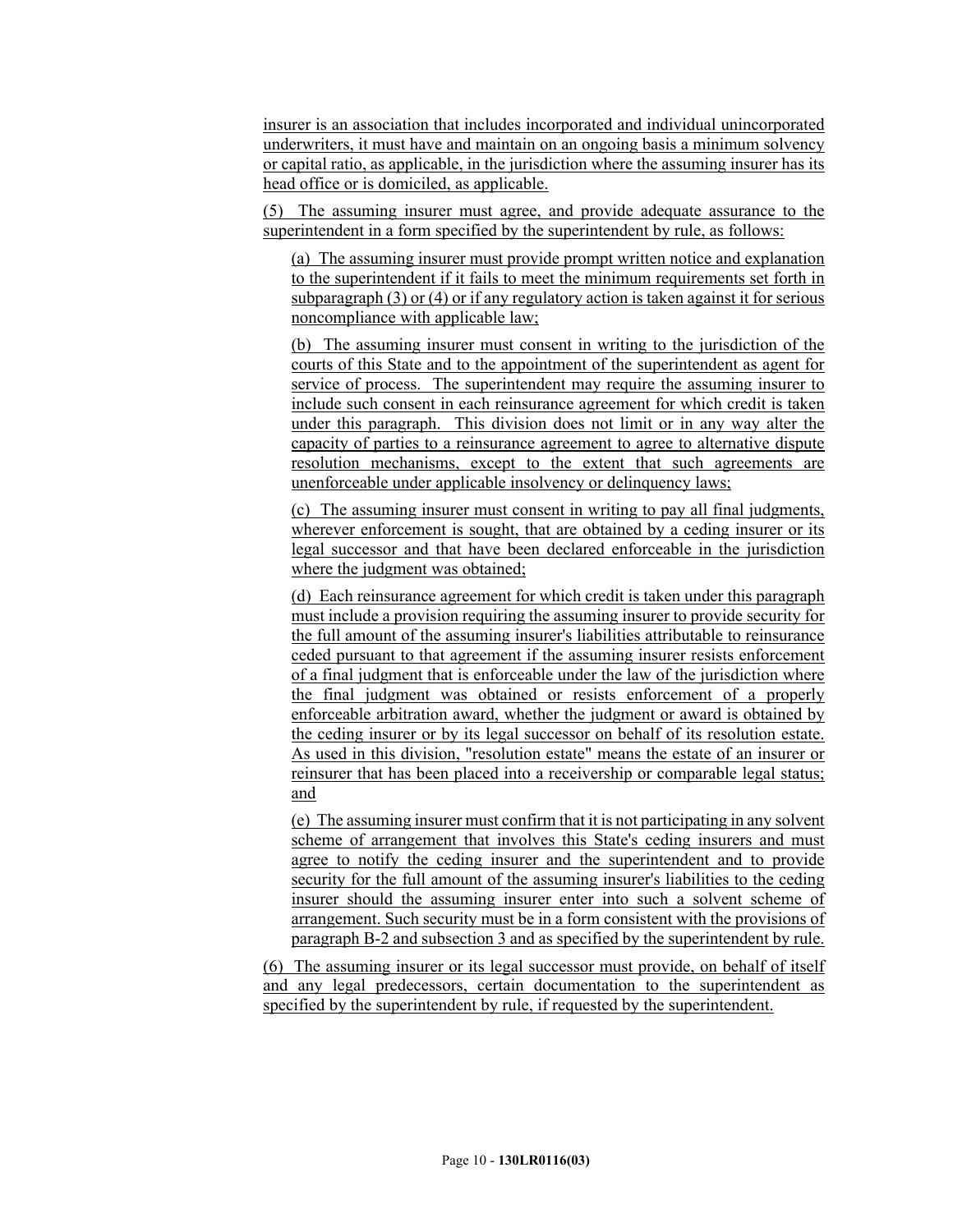insurer is an association that includes incorporated and individual unincorporated underwriters, it must have and maintain on an ongoing basis a minimum solvency or capital ratio, as applicable, in the jurisdiction where the assuming insurer has its head office or is domiciled, as applicable.

(5) The assuming insurer must agree, and provide adequate assurance to the superintendent in a form specified by the superintendent by rule, as follows:

(a) The assuming insurer must provide prompt written notice and explanation to the superintendent if it fails to meet the minimum requirements set forth in subparagraph (3) or (4) or if any regulatory action is taken against it for serious noncompliance with applicable law;

(b) The assuming insurer must consent in writing to the jurisdiction of the courts of this State and to the appointment of the superintendent as agent for service of process. The superintendent may require the assuming insurer to include such consent in each reinsurance agreement for which credit is taken under this paragraph. This division does not limit or in any way alter the capacity of parties to a reinsurance agreement to agree to alternative dispute resolution mechanisms, except to the extent that such agreements are unenforceable under applicable insolvency or delinquency laws;

(c) The assuming insurer must consent in writing to pay all final judgments, wherever enforcement is sought, that are obtained by a ceding insurer or its legal successor and that have been declared enforceable in the jurisdiction where the judgment was obtained;

(d) Each reinsurance agreement for which credit is taken under this paragraph must include a provision requiring the assuming insurer to provide security for the full amount of the assuming insurer's liabilities attributable to reinsurance ceded pursuant to that agreement if the assuming insurer resists enforcement of a final judgment that is enforceable under the law of the jurisdiction where the final judgment was obtained or resists enforcement of a properly enforceable arbitration award, whether the judgment or award is obtained by the ceding insurer or by its legal successor on behalf of its resolution estate. As used in this division, "resolution estate" means the estate of an insurer or reinsurer that has been placed into a receivership or comparable legal status; and

(e) The assuming insurer must confirm that it is not participating in any solvent scheme of arrangement that involves this State's ceding insurers and must agree to notify the ceding insurer and the superintendent and to provide security for the full amount of the assuming insurer's liabilities to the ceding insurer should the assuming insurer enter into such a solvent scheme of arrangement. Such security must be in a form consistent with the provisions of paragraph B-2 and subsection 3 and as specified by the superintendent by rule.

(6) The assuming insurer or its legal successor must provide, on behalf of itself and any legal predecessors, certain documentation to the superintendent as specified by the superintendent by rule, if requested by the superintendent.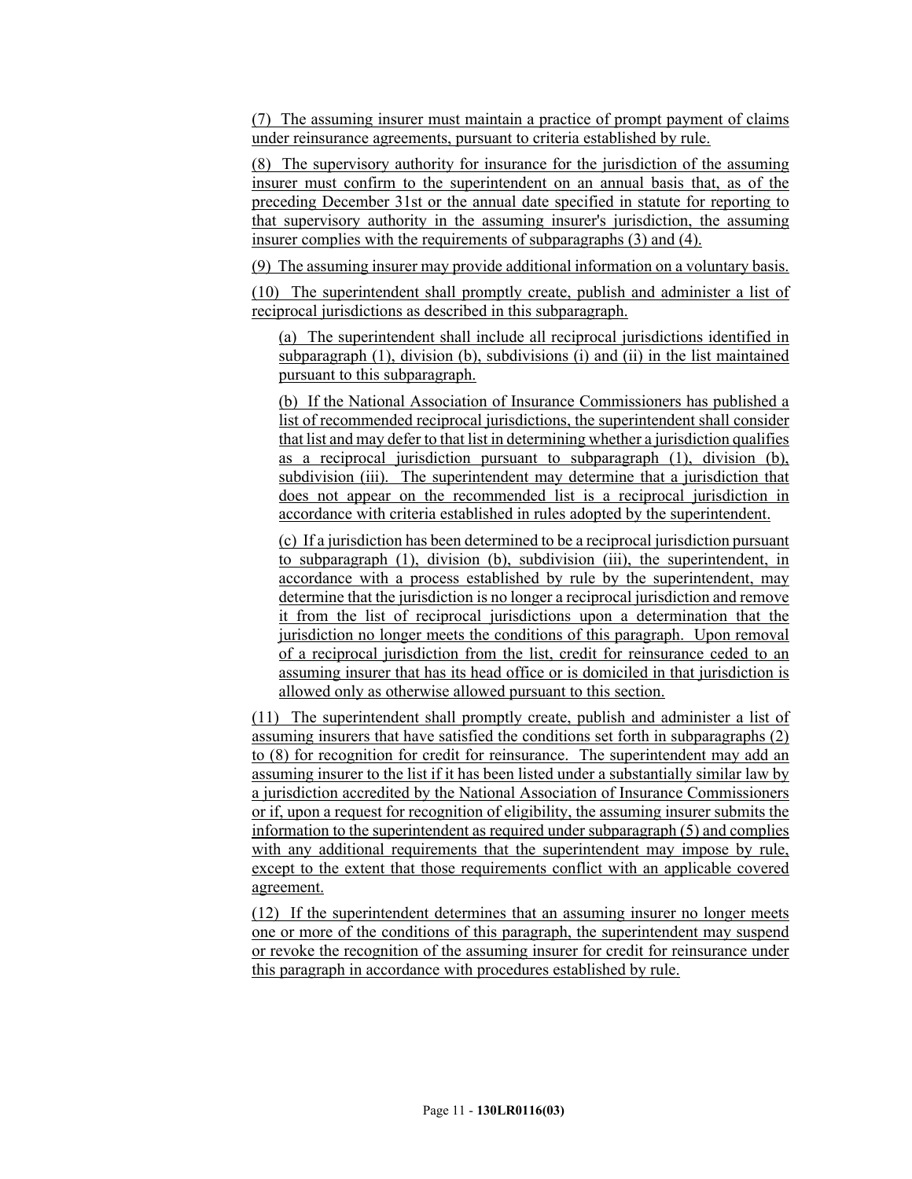(7) The assuming insurer must maintain a practice of prompt payment of claims under reinsurance agreements, pursuant to criteria established by rule.

(8) The supervisory authority for insurance for the jurisdiction of the assuming insurer must confirm to the superintendent on an annual basis that, as of the preceding December 31st or the annual date specified in statute for reporting to that supervisory authority in the assuming insurer's jurisdiction, the assuming insurer complies with the requirements of subparagraphs (3) and (4).

(9) The assuming insurer may provide additional information on a voluntary basis.

(10) The superintendent shall promptly create, publish and administer a list of reciprocal jurisdictions as described in this subparagraph.

> (a) The superintendent shall include all reciprocal jurisdictions identified in subparagraph (1), division (b), subdivisions (i) and (ii) in the list maintained pursuant to this subparagraph.
>
> (b) If the National Association of Insurance Commissioners has published a list of recommended reciprocal jurisdictions, the superintendent shall consider that list and may defer to that list in determining whether a jurisdiction qualifies as a reciprocal jurisdiction pursuant to subparagraph (1), division (b), subdivision (iii). The superintendent may determine that a jurisdiction that does not appear on the recommended list is a reciprocal jurisdiction in accordance with criteria established in rules adopted by the superintendent.
>
> (c) If a jurisdiction has been determined to be a reciprocal jurisdiction pursuant to subparagraph (1), division (b), subdivision (iii), the superintendent, in accordance with a process established by rule by the superintendent, may determine that the jurisdiction is no longer a reciprocal jurisdiction and remove it from the list of reciprocal jurisdictions upon a determination that the jurisdiction no longer meets the conditions of this paragraph. Upon removal of a reciprocal jurisdiction from the list, credit for reinsurance ceded to an assuming insurer that has its head office or is domiciled in that jurisdiction is allowed only as otherwise allowed pursuant to this section.

(11) The superintendent shall promptly create, publish and administer a list of assuming insurers that have satisfied the conditions set forth in subparagraphs (2) to (8) for recognition for credit for reinsurance. The superintendent may add an assuming insurer to the list if it has been listed under a substantially similar law by a jurisdiction accredited by the National Association of Insurance Commissioners or if, upon a request for recognition of eligibility, the assuming insurer submits the information to the superintendent as required under subparagraph (5) and complies with any additional requirements that the superintendent may impose by rule, except to the extent that those requirements conflict with an applicable covered agreement.

(12) If the superintendent determines that an assuming insurer no longer meets one or more of the conditions of this paragraph, the superintendent may suspend or revoke the recognition of the assuming insurer for credit for reinsurance under this paragraph in accordance with procedures established by rule.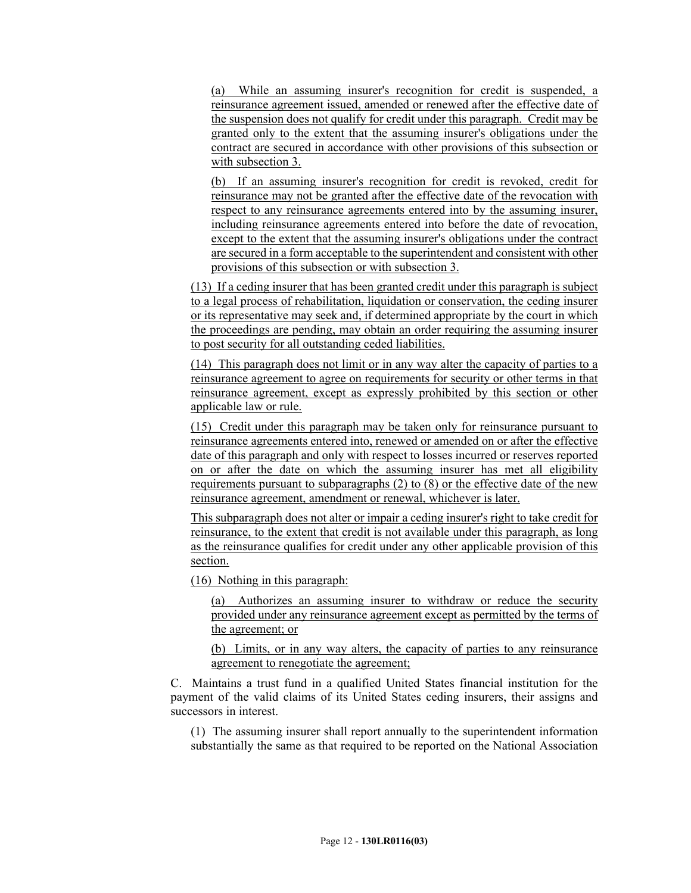(a) While an assuming insurer's recognition for credit is suspended, a reinsurance agreement issued, amended or renewed after the effective date of the suspension does not qualify for credit under this paragraph. Credit may be granted only to the extent that the assuming insurer's obligations under the contract are secured in accordance with other provisions of this subsection or with subsection 3.

(b) If an assuming insurer's recognition for credit is revoked, credit for reinsurance may not be granted after the effective date of the revocation with respect to any reinsurance agreements entered into by the assuming insurer, including reinsurance agreements entered into before the date of revocation, except to the extent that the assuming insurer's obligations under the contract are secured in a form acceptable to the superintendent and consistent with other provisions of this subsection or with subsection 3.

(13) If a ceding insurer that has been granted credit under this paragraph is subject to a legal process of rehabilitation, liquidation or conservation, the ceding insurer or its representative may seek and, if determined appropriate by the court in which the proceedings are pending, may obtain an order requiring the assuming insurer to post security for all outstanding ceded liabilities.

(14) This paragraph does not limit or in any way alter the capacity of parties to a reinsurance agreement to agree on requirements for security or other terms in that reinsurance agreement, except as expressly prohibited by this section or other applicable law or rule.

(15) Credit under this paragraph may be taken only for reinsurance pursuant to reinsurance agreements entered into, renewed or amended on or after the effective date of this paragraph and only with respect to losses incurred or reserves reported on or after the date on which the assuming insurer has met all eligibility requirements pursuant to subparagraphs (2) to (8) or the effective date of the new reinsurance agreement, amendment or renewal, whichever is later.

This subparagraph does not alter or impair a ceding insurer's right to take credit for reinsurance, to the extent that credit is not available under this paragraph, as long as the reinsurance qualifies for credit under any other applicable provision of this section.

(16) Nothing in this paragraph:

(a) Authorizes an assuming insurer to withdraw or reduce the security provided under any reinsurance agreement except as permitted by the terms of the agreement; or

(b) Limits, or in any way alters, the capacity of parties to any reinsurance agreement to renegotiate the agreement;

C. Maintains a trust fund in a qualified United States financial institution for the payment of the valid claims of its United States ceding insurers, their assigns and successors in interest.

(1) The assuming insurer shall report annually to the superintendent information substantially the same as that required to be reported on the National Association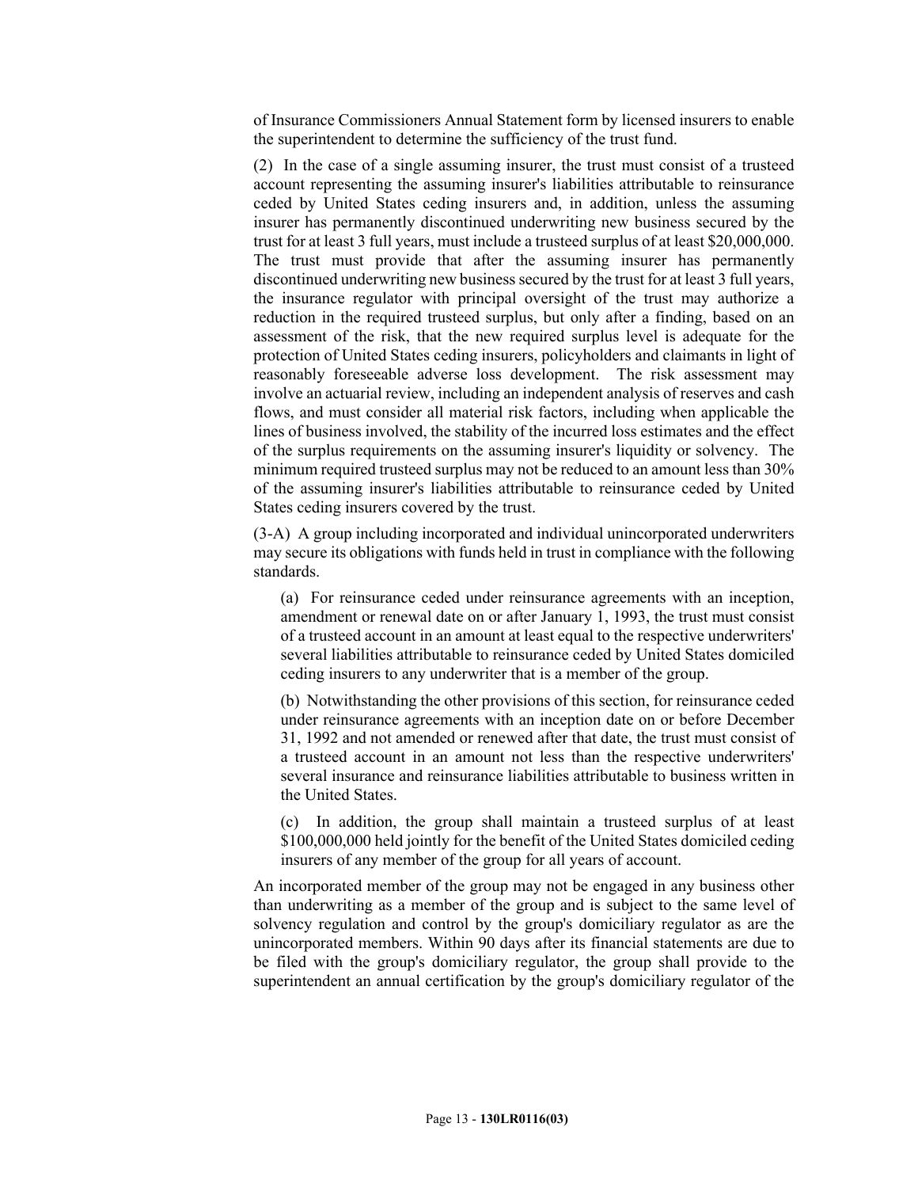of Insurance Commissioners Annual Statement form by licensed insurers to enable the superintendent to determine the sufficiency of the trust fund.

(2) In the case of a single assuming insurer, the trust must consist of a trusteed account representing the assuming insurer's liabilities attributable to reinsurance ceded by United States ceding insurers and, in addition, unless the assuming insurer has permanently discontinued underwriting new business secured by the trust for at least 3 full years, must include a trusteed surplus of at least $20,000,000. The trust must provide that after the assuming insurer has permanently discontinued underwriting new business secured by the trust for at least 3 full years, the insurance regulator with principal oversight of the trust may authorize a reduction in the required trusteed surplus, but only after a finding, based on an assessment of the risk, that the new required surplus level is adequate for the protection of United States ceding insurers, policyholders and claimants in light of reasonably foreseeable adverse loss development. The risk assessment may involve an actuarial review, including an independent analysis of reserves and cash flows, and must consider all material risk factors, including when applicable the lines of business involved, the stability of the incurred loss estimates and the effect of the surplus requirements on the assuming insurer's liquidity or solvency. The minimum required trusteed surplus may not be reduced to an amount less than 30% of the assuming insurer's liabilities attributable to reinsurance ceded by United States ceding insurers covered by the trust.

(3-A) A group including incorporated and individual unincorporated underwriters may secure its obligations with funds held in trust in compliance with the following standards.

(a) For reinsurance ceded under reinsurance agreements with an inception, amendment or renewal date on or after January 1, 1993, the trust must consist of a trusteed account in an amount at least equal to the respective underwriters' several liabilities attributable to reinsurance ceded by United States domiciled ceding insurers to any underwriter that is a member of the group.

(b) Notwithstanding the other provisions of this section, for reinsurance ceded under reinsurance agreements with an inception date on or before December 31, 1992 and not amended or renewed after that date, the trust must consist of a trusteed account in an amount not less than the respective underwriters' several insurance and reinsurance liabilities attributable to business written in the United States.

(c) In addition, the group shall maintain a trusteed surplus of at least $100,000,000 held jointly for the benefit of the United States domiciled ceding insurers of any member of the group for all years of account.

An incorporated member of the group may not be engaged in any business other than underwriting as a member of the group and is subject to the same level of solvency regulation and control by the group's domiciliary regulator as are the unincorporated members. Within 90 days after its financial statements are due to be filed with the group's domiciliary regulator, the group shall provide to the superintendent an annual certification by the group's domiciliary regulator of the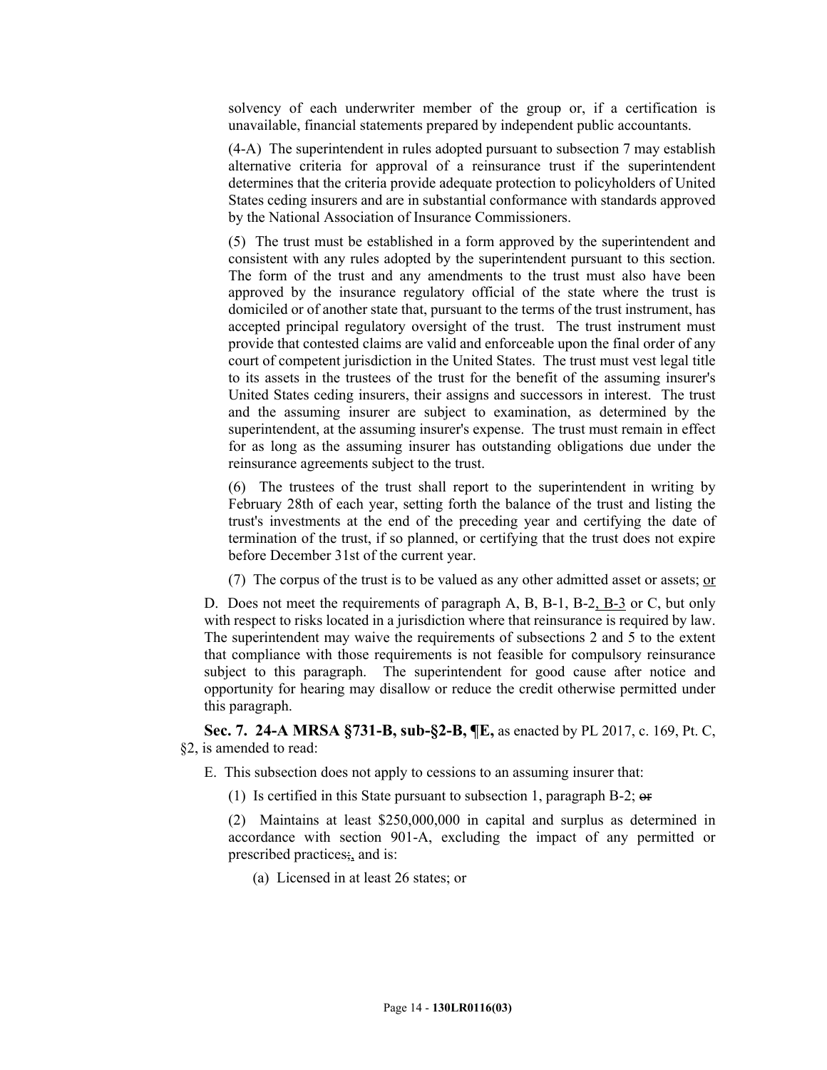solvency of each underwriter member of the group or, if a certification is unavailable, financial statements prepared by independent public accountants.

(4-A) The superintendent in rules adopted pursuant to subsection 7 may establish alternative criteria for approval of a reinsurance trust if the superintendent determines that the criteria provide adequate protection to policyholders of United States ceding insurers and are in substantial conformance with standards approved by the National Association of Insurance Commissioners.

(5) The trust must be established in a form approved by the superintendent and consistent with any rules adopted by the superintendent pursuant to this section. The form of the trust and any amendments to the trust must also have been approved by the insurance regulatory official of the state where the trust is domiciled or of another state that, pursuant to the terms of the trust instrument, has accepted principal regulatory oversight of the trust. The trust instrument must provide that contested claims are valid and enforceable upon the final order of any court of competent jurisdiction in the United States. The trust must vest legal title to its assets in the trustees of the trust for the benefit of the assuming insurer's United States ceding insurers, their assigns and successors in interest. The trust and the assuming insurer are subject to examination, as determined by the superintendent, at the assuming insurer's expense. The trust must remain in effect for as long as the assuming insurer has outstanding obligations due under the reinsurance agreements subject to the trust.

(6) The trustees of the trust shall report to the superintendent in writing by February 28th of each year, setting forth the balance of the trust and listing the trust's investments at the end of the preceding year and certifying the date of termination of the trust, if so planned, or certifying that the trust does not expire before December 31st of the current year.

(7) The corpus of the trust is to be valued as any other admitted asset or assets; <u>or</u>

D. Does not meet the requirements of paragraph A, B, B-1, B-2<u>, B-3</u> or C, but only with respect to risks located in a jurisdiction where that reinsurance is required by law. The superintendent may waive the requirements of subsections 2 and 5 to the extent that compliance with those requirements is not feasible for compulsory reinsurance subject to this paragraph. The superintendent for good cause after notice and opportunity for hearing may disallow or reduce the credit otherwise permitted under this paragraph.

**Sec. 7. 24-A MRSA §731-B, sub-§2-B, ¶E,** as enacted by PL 2017, c. 169, Pt. C, §2, is amended to read:

E. This subsection does not apply to cessions to an assuming insurer that:

(1) Is certified in this State pursuant to subsection 1, paragraph B-2; ~~or~~

(2) Maintains at least $250,000,000 in capital and surplus as determined in accordance with section 901-A, excluding the impact of any permitted or prescribed practices~~;~~<u>,</u> and is:

(a) Licensed in at least 26 states; or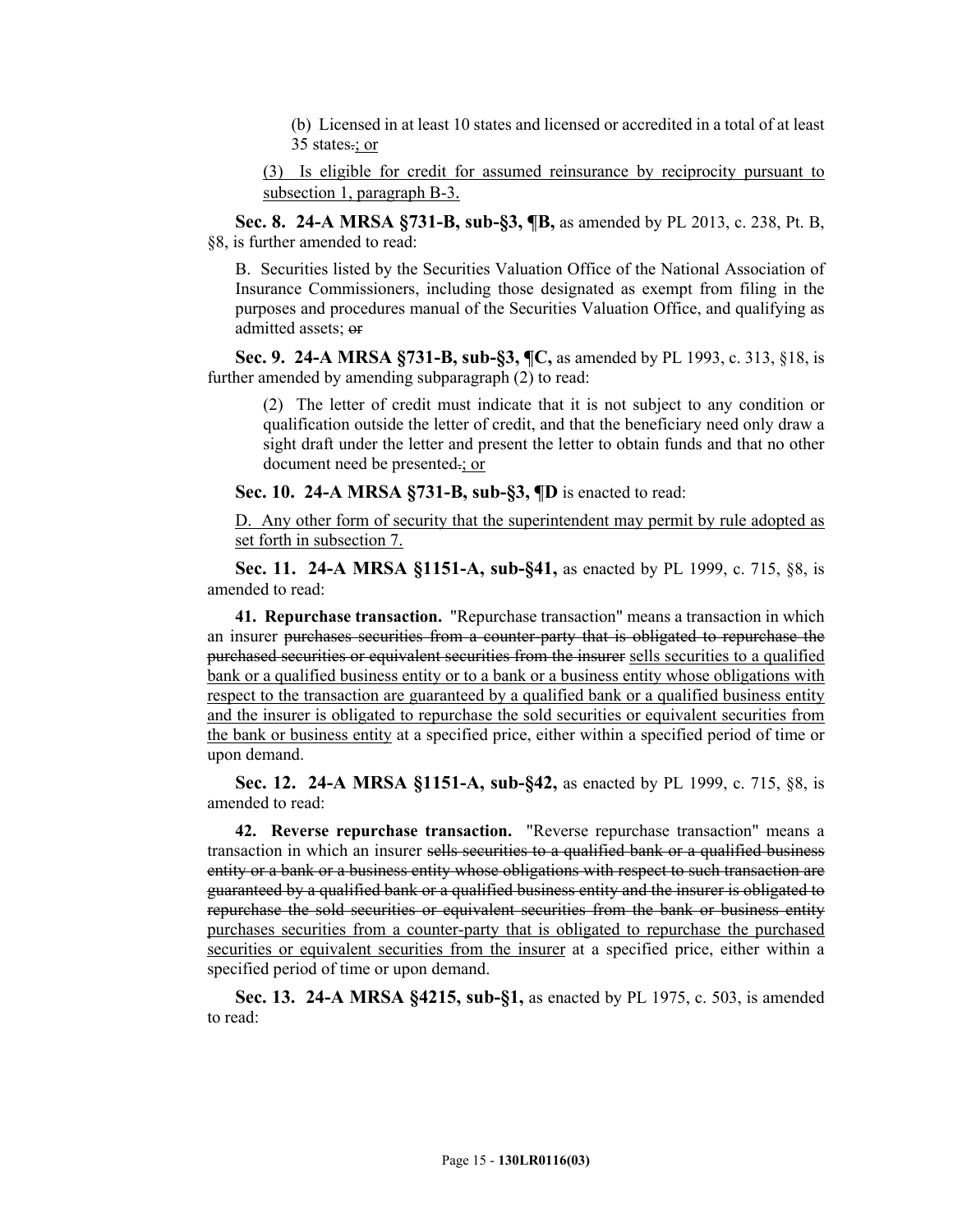(b) Licensed in at least 10 states and licensed or accredited in a total of at least 35 states.; or

(3) Is eligible for credit for assumed reinsurance by reciprocity pursuant to subsection 1, paragraph B-3.

**Sec. 8. 24-A MRSA §731-B, sub-§3, ¶B,** as amended by PL 2013, c. 238, Pt. B, §8, is further amended to read:

B. Securities listed by the Securities Valuation Office of the National Association of Insurance Commissioners, including those designated as exempt from filing in the purposes and procedures manual of the Securities Valuation Office, and qualifying as admitted assets; or

**Sec. 9. 24-A MRSA §731-B, sub-§3, ¶C,** as amended by PL 1993, c. 313, §18, is further amended by amending subparagraph (2) to read:

(2) The letter of credit must indicate that it is not subject to any condition or qualification outside the letter of credit, and that the beneficiary need only draw a sight draft under the letter and present the letter to obtain funds and that no other document need be presented.; or

**Sec. 10. 24-A MRSA §731-B, sub-§3, ¶D** is enacted to read:

D. Any other form of security that the superintendent may permit by rule adopted as set forth in subsection 7.

**Sec. 11. 24-A MRSA §1151-A, sub-§41,** as enacted by PL 1999, c. 715, §8, is amended to read:

**41. Repurchase transaction.** "Repurchase transaction" means a transaction in which an insurer purchases securities from a counter-party that is obligated to repurchase the purchased securities or equivalent securities from the insurer sells securities to a qualified bank or a qualified business entity or to a bank or a business entity whose obligations with respect to the transaction are guaranteed by a qualified bank or a qualified business entity and the insurer is obligated to repurchase the sold securities or equivalent securities from the bank or business entity at a specified price, either within a specified period of time or upon demand.

**Sec. 12. 24-A MRSA §1151-A, sub-§42,** as enacted by PL 1999, c. 715, §8, is amended to read:

**42. Reverse repurchase transaction.** "Reverse repurchase transaction" means a transaction in which an insurer sells securities to a qualified bank or a qualified business entity or a bank or a business entity whose obligations with respect to such transaction are guaranteed by a qualified bank or a qualified business entity and the insurer is obligated to repurchase the sold securities or equivalent securities from the bank or business entity purchases securities from a counter-party that is obligated to repurchase the purchased securities or equivalent securities from the insurer at a specified price, either within a specified period of time or upon demand.

**Sec. 13. 24-A MRSA §4215, sub-§1,** as enacted by PL 1975, c. 503, is amended to read: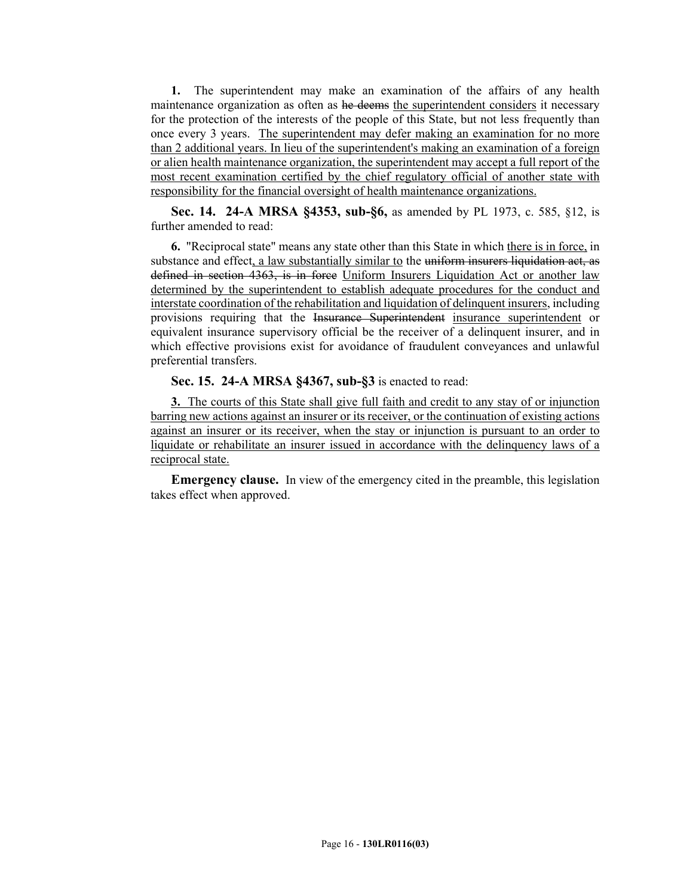**1.** The superintendent may make an examination of the affairs of any health maintenance organization as often as ~~he deems~~ the superintendent considers it necessary for the protection of the interests of the people of this State, but not less frequently than once every 3 years. The superintendent may defer making an examination for no more than 2 additional years. In lieu of the superintendent's making an examination of a foreign or alien health maintenance organization, the superintendent may accept a full report of the most recent examination certified by the chief regulatory official of another state with responsibility for the financial oversight of health maintenance organizations.

**Sec. 14. 24-A MRSA §4353, sub-§6,** as amended by PL 1973, c. 585, §12, is further amended to read:

**6.** "Reciprocal state" means any state other than this State in which there is in force, in substance and effect, a law substantially similar to the ~~uniform insurers liquidation act, as defined in section 4363, is in force~~ Uniform Insurers Liquidation Act or another law determined by the superintendent to establish adequate procedures for the conduct and interstate coordination of the rehabilitation and liquidation of delinquent insurers, including provisions requiring that the ~~Insurance Superintendent~~ insurance superintendent or equivalent insurance supervisory official be the receiver of a delinquent insurer, and in which effective provisions exist for avoidance of fraudulent conveyances and unlawful preferential transfers.

**Sec. 15. 24-A MRSA §4367, sub-§3** is enacted to read:

**3.** The courts of this State shall give full faith and credit to any stay of or injunction barring new actions against an insurer or its receiver, or the continuation of existing actions against an insurer or its receiver, when the stay or injunction is pursuant to an order to liquidate or rehabilitate an insurer issued in accordance with the delinquency laws of a reciprocal state.

**Emergency clause.** In view of the emergency cited in the preamble, this legislation takes effect when approved.